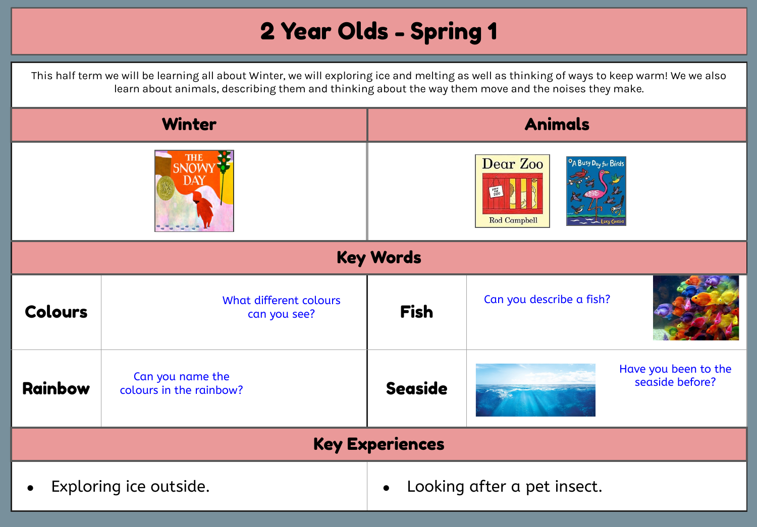# 2 Year Olds - Spring 1

This half term we will be learning all about Winter, we will exploring ice and melting as well as thinking of ways to keep warm! We we also learn about animals, describing them and thinking about the way them move and the noises they make.

| Winter | Animals |
|---|---|
| The Snowy Day | Dear Zoo – Rod Campbell; A Busy Day for Birds – Lucy Cousins |

## Key Words

| | | | |
|---|---|---|---|
| **Colours** | What different colours can you see? | **Fish** | Can you describe a fish? |
| **Rainbow** | Can you name the colours in the rainbow? | **Seaside** | Have you been to the seaside before? |

## Key Experiences

- Exploring ice outside.
- Looking after a pet insect.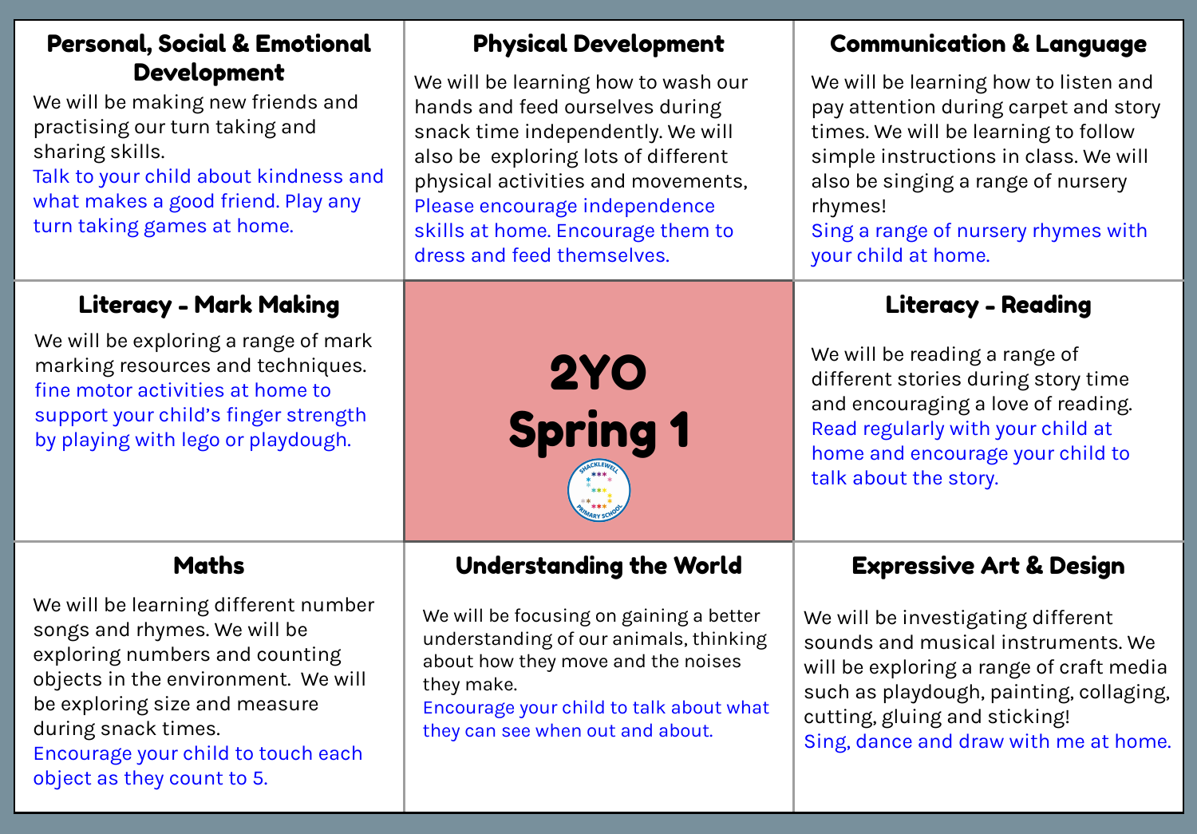# 2YO Spring 1

## Personal, Social & Emotional Development

We will be making new friends and practising our turn taking and sharing skills.

Talk to your child about kindness and what makes a good friend. Play any turn taking games at home.

## Physical Development

We will be learning how to wash our hands and feed ourselves during snack time independently. We will also be exploring lots of different physical activities and movements,

Please encourage independence skills at home. Encourage them to dress and feed themselves.

## Communication & Language

We will be learning how to listen and pay attention during carpet and story times. We will be learning to follow simple instructions in class. We will also be singing a range of nursery rhymes!

Sing a range of nursery rhymes with your child at home.

## Literacy - Mark Making

We will be exploring a range of mark marking resources and techniques.

fine motor activities at home to support your child's finger strength by playing with lego or playdough.

## Literacy - Reading

We will be reading a range of different stories during story time and encouraging a love of reading.

Read regularly with your child at home and encourage your child to talk about the story.

## Maths

We will be learning different number songs and rhymes. We will be exploring numbers and counting objects in the environment. We will be exploring size and measure during snack times.

Encourage your child to touch each object as they count to 5.

## Understanding the World

We will be focusing on gaining a better understanding of our animals, thinking about how they move and the noises they make.

Encourage your child to talk about what they can see when out and about.

## Expressive Art & Design

We will be investigating different sounds and musical instruments. We will be exploring a range of craft media such as playdough, painting, collaging, cutting, gluing and sticking!

Sing, dance and draw with me at home.